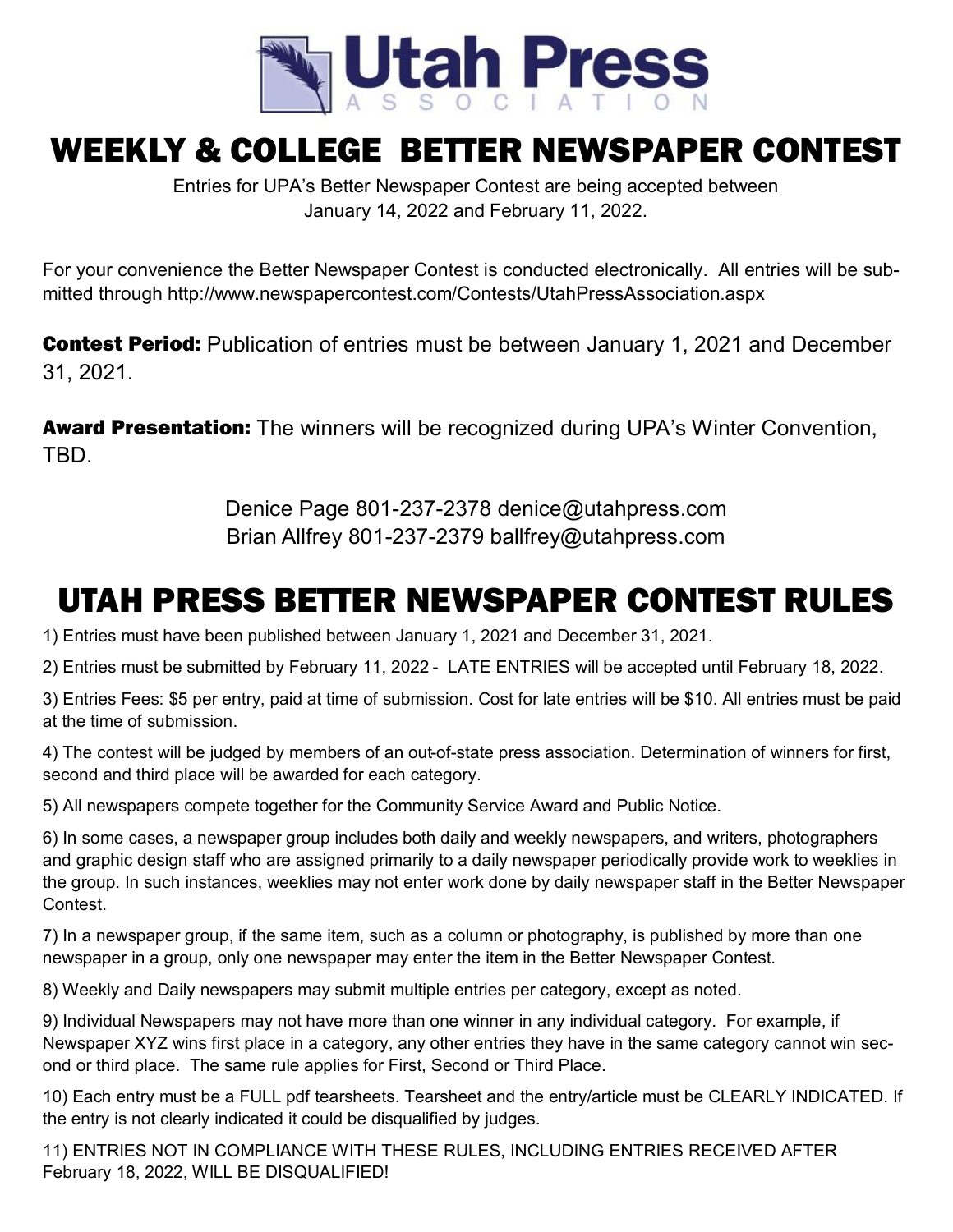# Utah Press Association

# WEEKLY & COLLEGE BETTER NEWSPAPER CONTEST

Entries for UPA's Better Newspaper Contest are being accepted between January 14, 2022 and February 11, 2022.

For your convenience the Better Newspaper Contest is conducted electronically. All entries will be submitted through http://www.newspapercontest.com/Contests/UtahPressAssociation.aspx

**Contest Period:** Publication of entries must be between January 1, 2021 and December 31, 2021.

**Award Presentation:** The winners will be recognized during UPA's Winter Convention, TBD.

Denice Page 801-237-2378 denice@utahpress.com
Brian Allfrey 801-237-2379 ballfrey@utahpress.com

# UTAH PRESS BETTER NEWSPAPER CONTEST RULES

1) Entries must have been published between January 1, 2021 and December 31, 2021.

2) Entries must be submitted by February 11, 2022 - LATE ENTRIES will be accepted until February 18, 2022.

3) Entries Fees: $5 per entry, paid at time of submission. Cost for late entries will be $10. All entries must be paid at the time of submission.

4) The contest will be judged by members of an out-of-state press association. Determination of winners for first, second and third place will be awarded for each category.

5) All newspapers compete together for the Community Service Award and Public Notice.

6) In some cases, a newspaper group includes both daily and weekly newspapers, and writers, photographers and graphic design staff who are assigned primarily to a daily newspaper periodically provide work to weeklies in the group. In such instances, weeklies may not enter work done by daily newspaper staff in the Better Newspaper Contest.

7) In a newspaper group, if the same item, such as a column or photography, is published by more than one newspaper in a group, only one newspaper may enter the item in the Better Newspaper Contest.

8) Weekly and Daily newspapers may submit multiple entries per category, except as noted.

9) Individual Newspapers may not have more than one winner in any individual category. For example, if Newspaper XYZ wins first place in a category, any other entries they have in the same category cannot win second or third place. The same rule applies for First, Second or Third Place.

10) Each entry must be a FULL pdf tearsheets. Tearsheet and the entry/article must be CLEARLY INDICATED. If the entry is not clearly indicated it could be disqualified by judges.

11) ENTRIES NOT IN COMPLIANCE WITH THESE RULES, INCLUDING ENTRIES RECEIVED AFTER February 18, 2022, WILL BE DISQUALIFIED!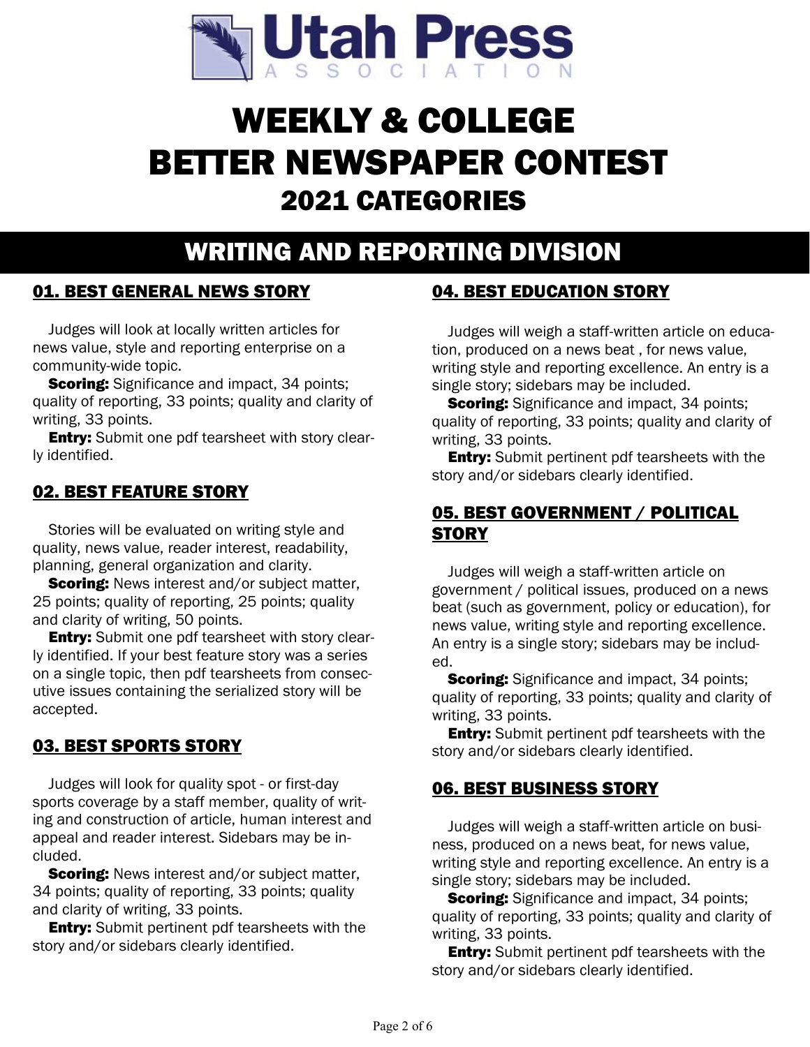Utah Press Association

# WEEKLY & COLLEGE BETTER NEWSPAPER CONTEST
## 2021 CATEGORIES

## WRITING AND REPORTING DIVISION

### 01. BEST GENERAL NEWS STORY

Judges will look at locally written articles for news value, style and reporting enterprise on a community-wide topic.

**Scoring:** Significance and impact, 34 points; quality of reporting, 33 points; quality and clarity of writing, 33 points.

**Entry:** Submit one pdf tearsheet with story clearly identified.

### 02. BEST FEATURE STORY

Stories will be evaluated on writing style and quality, news value, reader interest, readability, planning, general organization and clarity.

**Scoring:** News interest and/or subject matter, 25 points; quality of reporting, 25 points; quality and clarity of writing, 50 points.

**Entry:** Submit one pdf tearsheet with story clearly identified. If your best feature story was a series on a single topic, then pdf tearsheets from consecutive issues containing the serialized story will be accepted.

### 03. BEST SPORTS STORY

Judges will look for quality spot - or first-day sports coverage by a staff member, quality of writing and construction of article, human interest and appeal and reader interest. Sidebars may be included.

**Scoring:** News interest and/or subject matter, 34 points; quality of reporting, 33 points; quality and clarity of writing, 33 points.

**Entry:** Submit pertinent pdf tearsheets with the story and/or sidebars clearly identified.

### 04. BEST EDUCATION STORY

Judges will weigh a staff-written article on education, produced on a news beat , for news value, writing style and reporting excellence. An entry is a single story; sidebars may be included.

**Scoring:** Significance and impact, 34 points; quality of reporting, 33 points; quality and clarity of writing, 33 points.

**Entry:** Submit pertinent pdf tearsheets with the story and/or sidebars clearly identified.

### 05. BEST GOVERNMENT / POLITICAL STORY

Judges will weigh a staff-written article on government / political issues, produced on a news beat (such as government, policy or education), for news value, writing style and reporting excellence. An entry is a single story; sidebars may be included.

**Scoring:** Significance and impact, 34 points; quality of reporting, 33 points; quality and clarity of writing, 33 points.

**Entry:** Submit pertinent pdf tearsheets with the story and/or sidebars clearly identified.

### 06. BEST BUSINESS STORY

Judges will weigh a staff-written article on business, produced on a news beat, for news value, writing style and reporting excellence. An entry is a single story; sidebars may be included.

**Scoring:** Significance and impact, 34 points; quality of reporting, 33 points; quality and clarity of writing, 33 points.

**Entry:** Submit pertinent pdf tearsheets with the story and/or sidebars clearly identified.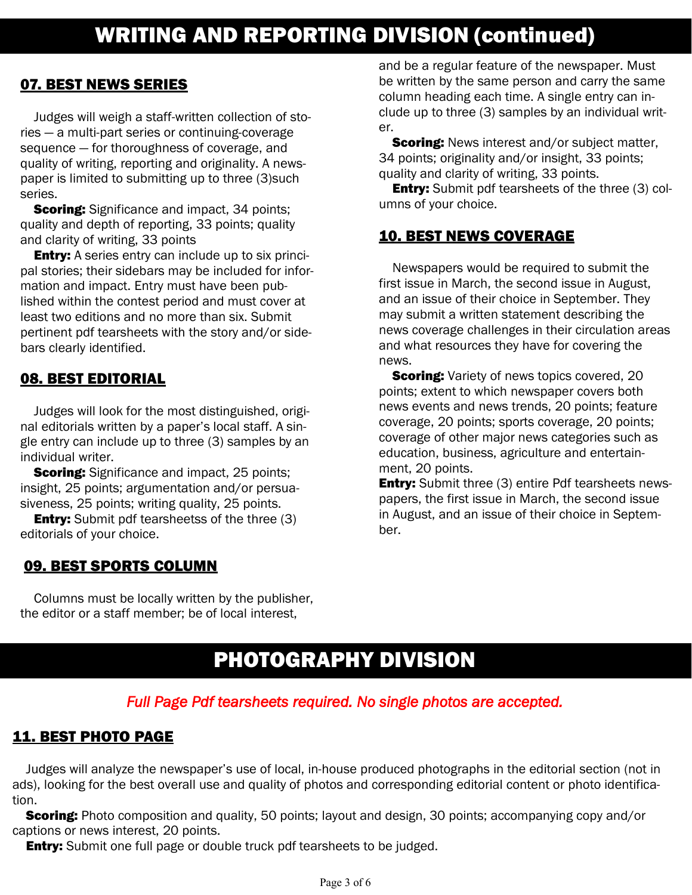# WRITING AND REPORTING DIVISION (continued)

## 07. BEST NEWS SERIES

Judges will weigh a staff-written collection of stories — a multi-part series or continuing-coverage sequence — for thoroughness of coverage, and quality of writing, reporting and originality. A newspaper is limited to submitting up to three (3)such series.

**Scoring:** Significance and impact, 34 points; quality and depth of reporting, 33 points; quality and clarity of writing, 33 points

**Entry:** A series entry can include up to six principal stories; their sidebars may be included for information and impact. Entry must have been published within the contest period and must cover at least two editions and no more than six. Submit pertinent pdf tearsheets with the story and/or sidebars clearly identified.

## 08. BEST EDITORIAL

Judges will look for the most distinguished, original editorials written by a paper's local staff. A single entry can include up to three (3) samples by an individual writer.

**Scoring:** Significance and impact, 25 points; insight, 25 points; argumentation and/or persuasiveness, 25 points; writing quality, 25 points.

**Entry:** Submit pdf tearsheetss of the three (3) editorials of your choice.

## 09. BEST SPORTS COLUMN

Columns must be locally written by the publisher, the editor or a staff member; be of local interest, and be a regular feature of the newspaper. Must be written by the same person and carry the same column heading each time. A single entry can include up to three (3) samples by an individual writer.

**Scoring:** News interest and/or subject matter, 34 points; originality and/or insight, 33 points; quality and clarity of writing, 33 points.

**Entry:** Submit pdf tearsheets of the three (3) columns of your choice.

## 10. BEST NEWS COVERAGE

Newspapers would be required to submit the first issue in March, the second issue in August, and an issue of their choice in September. They may submit a written statement describing the news coverage challenges in their circulation areas and what resources they have for covering the news.

**Scoring:** Variety of news topics covered, 20 points; extent to which newspaper covers both news events and news trends, 20 points; feature coverage, 20 points; sports coverage, 20 points; coverage of other major news categories such as education, business, agriculture and entertainment, 20 points.

**Entry:** Submit three (3) entire Pdf tearsheets newspapers, the first issue in March, the second issue in August, and an issue of their choice in September.

# PHOTOGRAPHY DIVISION

*Full Page Pdf tearsheets required. No single photos are accepted.*

## 11. BEST PHOTO PAGE

Judges will analyze the newspaper's use of local, in-house produced photographs in the editorial section (not in ads), looking for the best overall use and quality of photos and corresponding editorial content or photo identification.

**Scoring:** Photo composition and quality, 50 points; layout and design, 30 points; accompanying copy and/or captions or news interest, 20 points.

**Entry:** Submit one full page or double truck pdf tearsheets to be judged.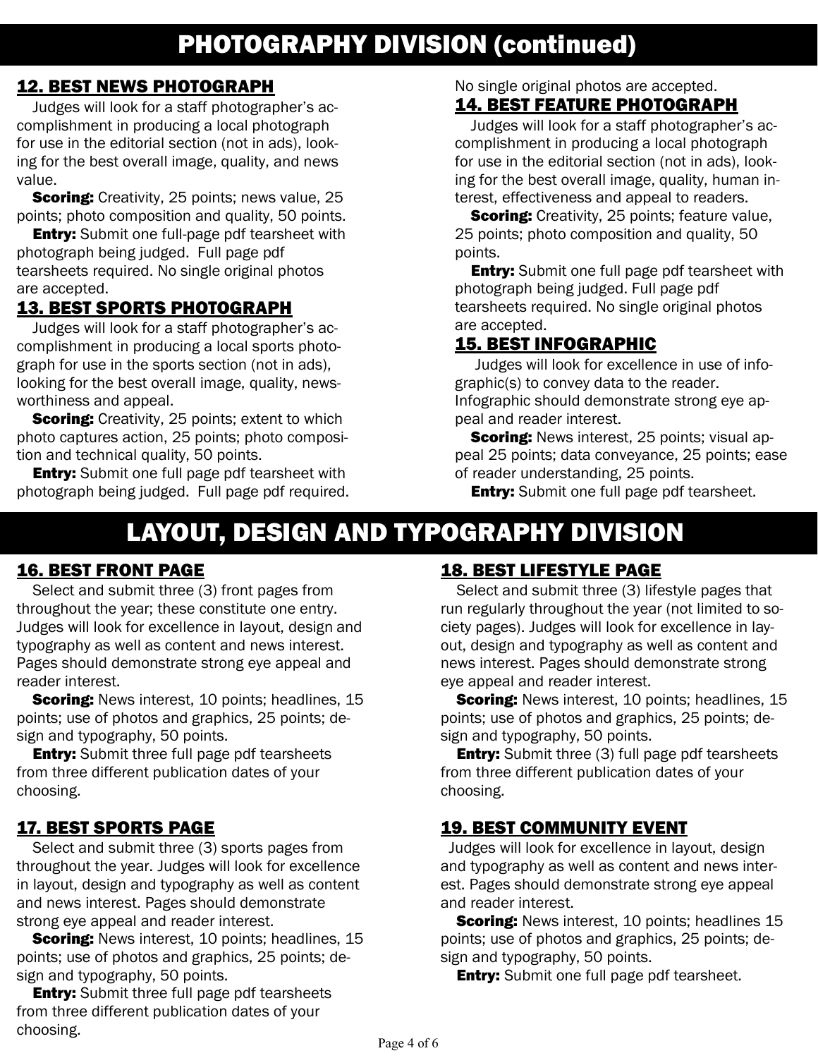# PHOTOGRAPHY DIVISION (continued)

## 12. BEST NEWS PHOTOGRAPH

Judges will look for a staff photographer's accomplishment in producing a local photograph for use in the editorial section (not in ads), looking for the best overall image, quality, and news value.

**Scoring:** Creativity, 25 points; news value, 25 points; photo composition and quality, 50 points.

**Entry:** Submit one full-page pdf tearsheet with photograph being judged. Full page pdf tearsheets required. No single original photos are accepted.

## 13. BEST SPORTS PHOTOGRAPH

Judges will look for a staff photographer's accomplishment in producing a local sports photograph for use in the sports section (not in ads), looking for the best overall image, quality, newsworthiness and appeal.

**Scoring:** Creativity, 25 points; extent to which photo captures action, 25 points; photo composition and technical quality, 50 points.

**Entry:** Submit one full page pdf tearsheet with photograph being judged. Full page pdf required. No single original photos are accepted.

## 14. BEST FEATURE PHOTOGRAPH

Judges will look for a staff photographer's accomplishment in producing a local photograph for use in the editorial section (not in ads), looking for the best overall image, quality, human interest, effectiveness and appeal to readers.

**Scoring:** Creativity, 25 points; feature value, 25 points; photo composition and quality, 50 points.

**Entry:** Submit one full page pdf tearsheet with photograph being judged. Full page pdf tearsheets required. No single original photos are accepted.

## 15. BEST INFOGRAPHIC

Judges will look for excellence in use of infographic(s) to convey data to the reader. Infographic should demonstrate strong eye appeal and reader interest.

**Scoring:** News interest, 25 points; visual appeal 25 points; data conveyance, 25 points; ease of reader understanding, 25 points.

**Entry:** Submit one full page pdf tearsheet.

# LAYOUT, DESIGN AND TYPOGRAPHY DIVISION

## 16. BEST FRONT PAGE

Select and submit three (3) front pages from throughout the year; these constitute one entry. Judges will look for excellence in layout, design and typography as well as content and news interest. Pages should demonstrate strong eye appeal and reader interest.

**Scoring:** News interest, 10 points; headlines, 15 points; use of photos and graphics, 25 points; design and typography, 50 points.

**Entry:** Submit three full page pdf tearsheets from three different publication dates of your choosing.

## 17. BEST SPORTS PAGE

Select and submit three (3) sports pages from throughout the year. Judges will look for excellence in layout, design and typography as well as content and news interest. Pages should demonstrate strong eye appeal and reader interest.

**Scoring:** News interest, 10 points; headlines, 15 points; use of photos and graphics, 25 points; design and typography, 50 points.

**Entry:** Submit three full page pdf tearsheets from three different publication dates of your choosing.

## 18. BEST LIFESTYLE PAGE

Select and submit three (3) lifestyle pages that run regularly throughout the year (not limited to society pages). Judges will look for excellence in layout, design and typography as well as content and news interest. Pages should demonstrate strong eye appeal and reader interest.

**Scoring:** News interest, 10 points; headlines, 15 points; use of photos and graphics, 25 points; design and typography, 50 points.

**Entry:** Submit three (3) full page pdf tearsheets from three different publication dates of your choosing.

## 19. BEST COMMUNITY EVENT

Judges will look for excellence in layout, design and typography as well as content and news interest. Pages should demonstrate strong eye appeal and reader interest.

**Scoring:** News interest, 10 points; headlines 15 points; use of photos and graphics, 25 points; design and typography, 50 points.

**Entry:** Submit one full page pdf tearsheet.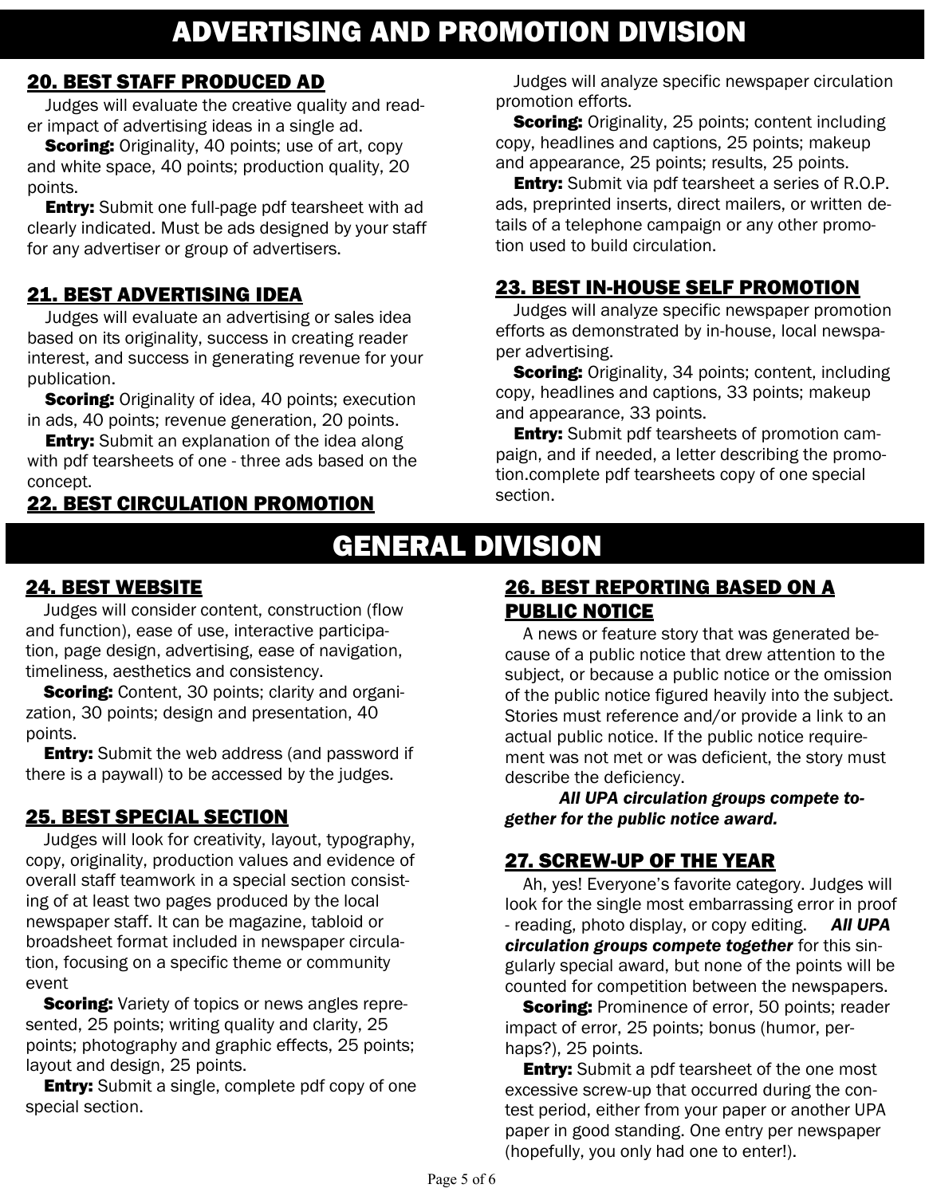# ADVERTISING AND PROMOTION DIVISION

## 20. BEST STAFF PRODUCED AD

Judges will evaluate the creative quality and reader impact of advertising ideas in a single ad.

**Scoring:** Originality, 40 points; use of art, copy and white space, 40 points; production quality, 20 points.

**Entry:** Submit one full-page pdf tearsheet with ad clearly indicated. Must be ads designed by your staff for any advertiser or group of advertisers.

## 21. BEST ADVERTISING IDEA

Judges will evaluate an advertising or sales idea based on its originality, success in creating reader interest, and success in generating revenue for your publication.

**Scoring:** Originality of idea, 40 points; execution in ads, 40 points; revenue generation, 20 points.

**Entry:** Submit an explanation of the idea along with pdf tearsheets of one - three ads based on the concept.

## 22. BEST CIRCULATION PROMOTION

Judges will analyze specific newspaper circulation promotion efforts.

**Scoring:** Originality, 25 points; content including copy, headlines and captions, 25 points; makeup and appearance, 25 points; results, 25 points.

**Entry:** Submit via pdf tearsheet a series of R.O.P. ads, preprinted inserts, direct mailers, or written details of a telephone campaign or any other promotion used to build circulation.

## 23. BEST IN-HOUSE SELF PROMOTION

Judges will analyze specific newspaper promotion efforts as demonstrated by in-house, local newspaper advertising.

**Scoring:** Originality, 34 points; content, including copy, headlines and captions, 33 points; makeup and appearance, 33 points.

**Entry:** Submit pdf tearsheets of promotion campaign, and if needed, a letter describing the promotion.complete pdf tearsheets copy of one special section.

# GENERAL DIVISION

## 24. BEST WEBSITE

Judges will consider content, construction (flow and function), ease of use, interactive participation, page design, advertising, ease of navigation, timeliness, aesthetics and consistency.

**Scoring:** Content, 30 points; clarity and organization, 30 points; design and presentation, 40 points.

**Entry:** Submit the web address (and password if there is a paywall) to be accessed by the judges.

## 25. BEST SPECIAL SECTION

Judges will look for creativity, layout, typography, copy, originality, production values and evidence of overall staff teamwork in a special section consisting of at least two pages produced by the local newspaper staff. It can be magazine, tabloid or broadsheet format included in newspaper circulation, focusing on a specific theme or community event

**Scoring:** Variety of topics or news angles represented, 25 points; writing quality and clarity, 25 points; photography and graphic effects, 25 points; layout and design, 25 points.

**Entry:** Submit a single, complete pdf copy of one special section.

## 26. BEST REPORTING BASED ON A PUBLIC NOTICE

A news or feature story that was generated because of a public notice that drew attention to the subject, or because a public notice or the omission of the public notice figured heavily into the subject. Stories must reference and/or provide a link to an actual public notice. If the public notice requirement was not met or was deficient, the story must describe the deficiency.

***All UPA circulation groups compete together for the public notice award.***

## 27. SCREW-UP OF THE YEAR

Ah, yes! Everyone's favorite category. Judges will look for the single most embarrassing error in proof - reading, photo display, or copy editing. ***All UPA circulation groups compete together*** for this singularly special award, but none of the points will be counted for competition between the newspapers.

**Scoring:** Prominence of error, 50 points; reader impact of error, 25 points; bonus (humor, perhaps?), 25 points.

**Entry:** Submit a pdf tearsheet of the one most excessive screw-up that occurred during the contest period, either from your paper or another UPA paper in good standing. One entry per newspaper (hopefully, you only had one to enter!).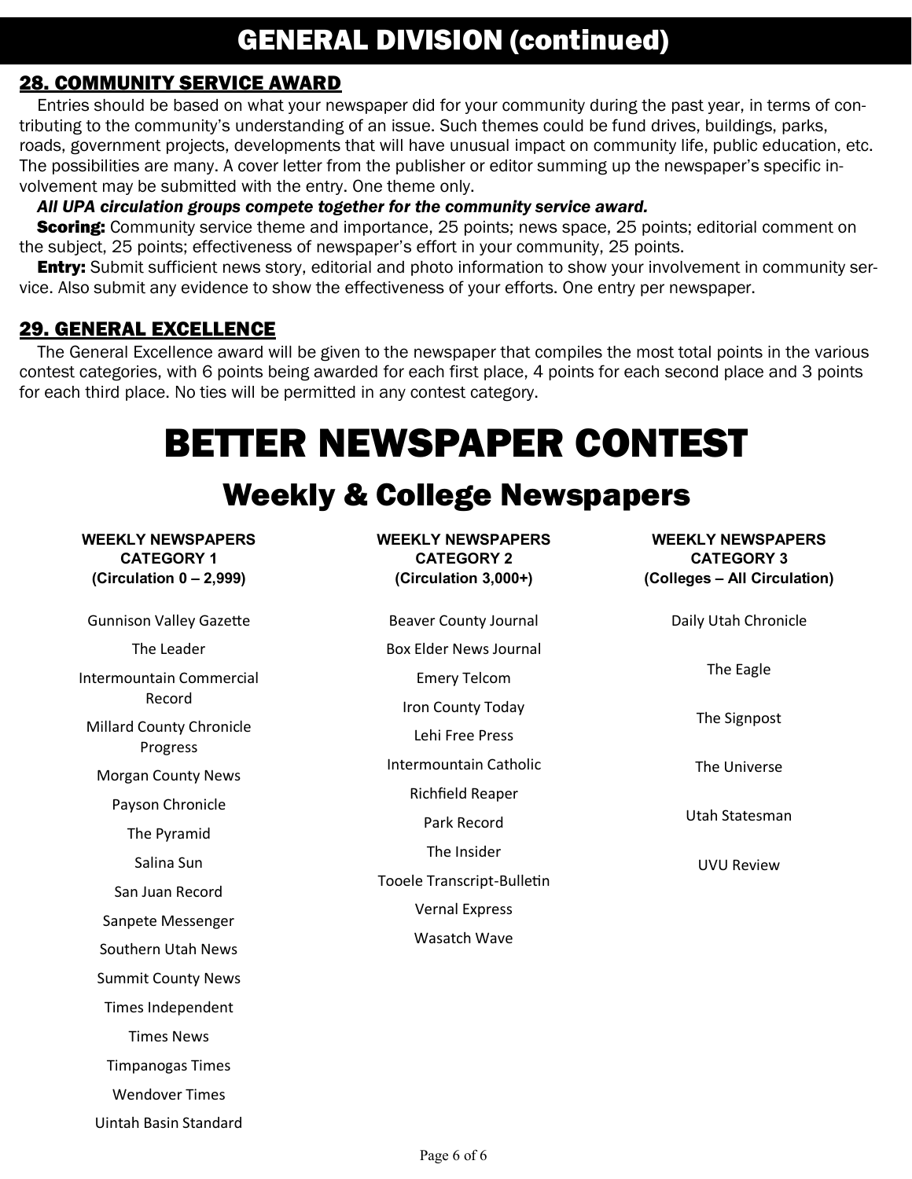# GENERAL DIVISION (continued)

## 28. COMMUNITY SERVICE AWARD

Entries should be based on what your newspaper did for your community during the past year, in terms of contributing to the community's understanding of an issue. Such themes could be fund drives, buildings, parks, roads, government projects, developments that will have unusual impact on community life, public education, etc. The possibilities are many. A cover letter from the publisher or editor summing up the newspaper's specific involvement may be submitted with the entry. One theme only.

***All UPA circulation groups compete together for the community service award.***

**Scoring:** Community service theme and importance, 25 points; news space, 25 points; editorial comment on the subject, 25 points; effectiveness of newspaper's effort in your community, 25 points.

**Entry:** Submit sufficient news story, editorial and photo information to show your involvement in community service. Also submit any evidence to show the effectiveness of your efforts. One entry per newspaper.

## 29. GENERAL EXCELLENCE

The General Excellence award will be given to the newspaper that compiles the most total points in the various contest categories, with 6 points being awarded for each first place, 4 points for each second place and 3 points for each third place. No ties will be permitted in any contest category.

# BETTER NEWSPAPER CONTEST

## Weekly & College Newspapers

**WEEKLY NEWSPAPERS CATEGORY 1 (Circulation 0 – 2,999)**

- Gunnison Valley Gazette
- The Leader
- Intermountain Commercial Record
- Millard County Chronicle Progress
- Morgan County News
- Payson Chronicle
- The Pyramid
- Salina Sun
- San Juan Record
- Sanpete Messenger
- Southern Utah News
- Summit County News
- Times Independent
- Times News
- Timpanogas Times
- Wendover Times
- Uintah Basin Standard

**WEEKLY NEWSPAPERS CATEGORY 2 (Circulation 3,000+)**

- Beaver County Journal
- Box Elder News Journal
- Emery Telcom
- Iron County Today
- Lehi Free Press
- Intermountain Catholic
- Richfield Reaper
- Park Record
- The Insider
- Tooele Transcript-Bulletin
- Vernal Express
- Wasatch Wave

**WEEKLY NEWSPAPERS CATEGORY 3 (Colleges – All Circulation)**

- Daily Utah Chronicle
- The Eagle
- The Signpost
- The Universe
- Utah Statesman
- UVU Review